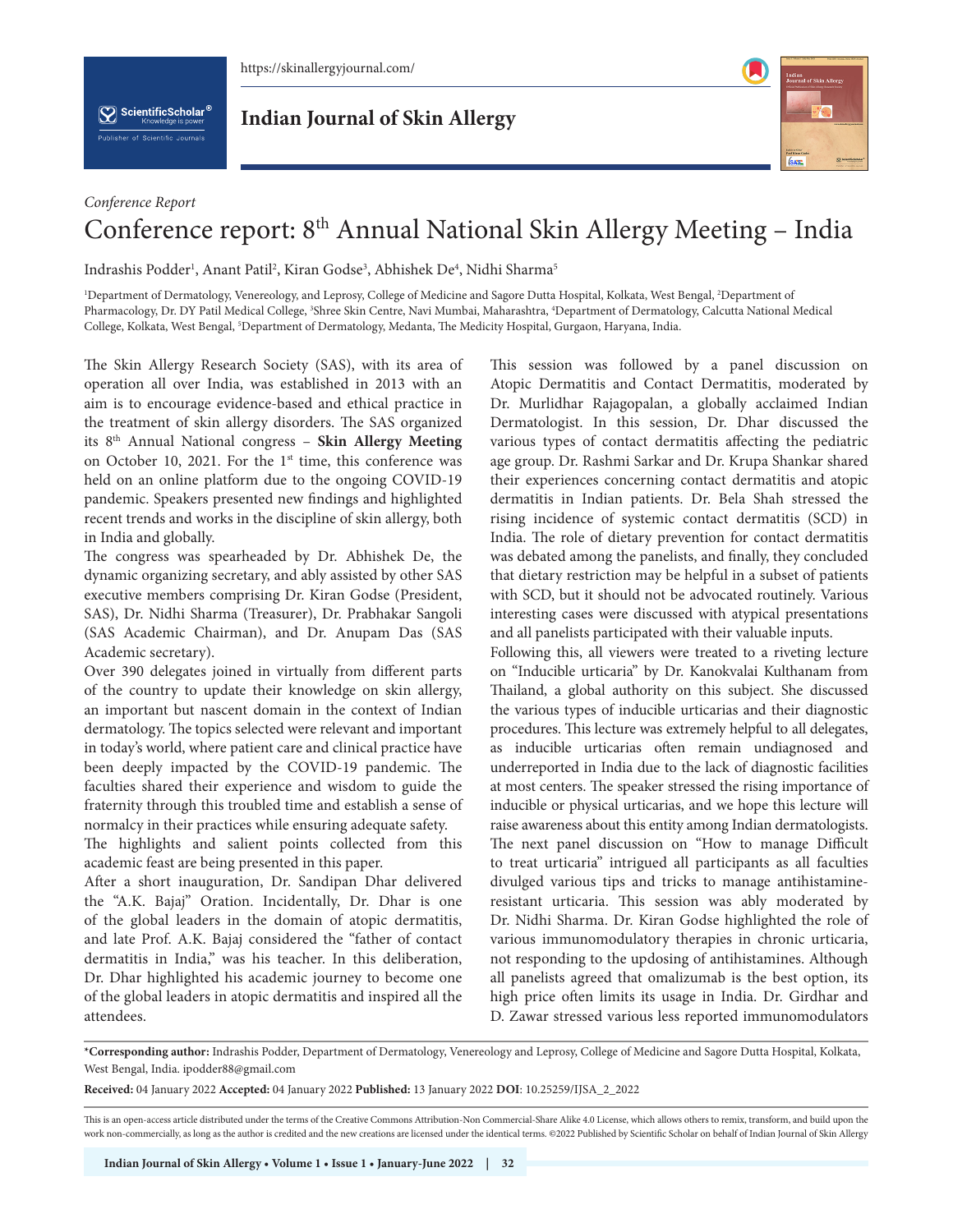*Conference Report*

# Conference report: 8th Annual National Skin Allergy Meeting – India

Indrashis Podder[1], Anant Patil[2], Kiran Godse[3], Abhishek De[4], Nidhi Sharma[5]

[1]Department of Dermatology, Venereology, and Leprosy, College of Medicine and Sagore Dutta Hospital, Kolkata, West Bengal, [2]Department of Pharmacology, Dr. DY Patil Medical College, [3]Shree Skin Centre, Navi Mumbai, Maharashtra, [4]Department of Dermatology, Calcutta National Medical College, Kolkata, West Bengal, [5]Department of Dermatology, Medanta, The Medicity Hospital, Gurgaon, Haryana, India.

The Skin Allergy Research Society (SAS), with its area of operation all over India, was established in 2013 with an aim is to encourage evidence-based and ethical practice in the treatment of skin allergy disorders. The SAS organized its 8th Annual National congress – **Skin Allergy Meeting** on October 10, 2021. For the 1st time, this conference was held on an online platform due to the ongoing COVID-19 pandemic. Speakers presented new findings and highlighted recent trends and works in the discipline of skin allergy, both in India and globally.

The congress was spearheaded by Dr. Abhishek De, the dynamic organizing secretary, and ably assisted by other SAS executive members comprising Dr. Kiran Godse (President, SAS), Dr. Nidhi Sharma (Treasurer), Dr. Prabhakar Sangoli (SAS Academic Chairman), and Dr. Anupam Das (SAS Academic secretary).

Over 390 delegates joined in virtually from different parts of the country to update their knowledge on skin allergy, an important but nascent domain in the context of Indian dermatology. The topics selected were relevant and important in today's world, where patient care and clinical practice have been deeply impacted by the COVID-19 pandemic. The faculties shared their experience and wisdom to guide the fraternity through this troubled time and establish a sense of normalcy in their practices while ensuring adequate safety.

The highlights and salient points collected from this academic feast are being presented in this paper.

After a short inauguration, Dr. Sandipan Dhar delivered the "A.K. Bajaj" Oration. Incidentally, Dr. Dhar is one of the global leaders in the domain of atopic dermatitis, and late Prof. A.K. Bajaj considered the "father of contact dermatitis in India," was his teacher. In this deliberation, Dr. Dhar highlighted his academic journey to become one of the global leaders in atopic dermatitis and inspired all the attendees.

This session was followed by a panel discussion on Atopic Dermatitis and Contact Dermatitis, moderated by Dr. Murlidhar Rajagopalan, a globally acclaimed Indian Dermatologist. In this session, Dr. Dhar discussed the various types of contact dermatitis affecting the pediatric age group. Dr. Rashmi Sarkar and Dr. Krupa Shankar shared their experiences concerning contact dermatitis and atopic dermatitis in Indian patients. Dr. Bela Shah stressed the rising incidence of systemic contact dermatitis (SCD) in India. The role of dietary prevention for contact dermatitis was debated among the panelists, and finally, they concluded that dietary restriction may be helpful in a subset of patients with SCD, but it should not be advocated routinely. Various interesting cases were discussed with atypical presentations and all panelists participated with their valuable inputs.

Following this, all viewers were treated to a riveting lecture on "Inducible urticaria" by Dr. Kanokvalai Kulthanam from Thailand, a global authority on this subject. She discussed the various types of inducible urticarias and their diagnostic procedures. This lecture was extremely helpful to all delegates, as inducible urticarias often remain undiagnosed and underreported in India due to the lack of diagnostic facilities at most centers. The speaker stressed the rising importance of inducible or physical urticarias, and we hope this lecture will raise awareness about this entity among Indian dermatologists.

The next panel discussion on "How to manage Difficult to treat urticaria" intrigued all participants as all faculties divulged various tips and tricks to manage antihistamine-resistant urticaria. This session was ably moderated by Dr. Nidhi Sharma. Dr. Kiran Godse highlighted the role of various immunomodulatory therapies in chronic urticaria, not responding to the updosing of antihistamines. Although all panelists agreed that omalizumab is the best option, its high price often limits its usage in India. Dr. Girdhar and D. Zawar stressed various less reported immunomodulators

***Corresponding author:** Indrashis Podder, Department of Dermatology, Venereology and Leprosy, College of Medicine and Sagore Dutta Hospital, Kolkata, West Bengal, India. ipodder88@gmail.com

**Received:** 04 January 2022 **Accepted:** 04 January 2022 **Published:** 13 January 2022 **DOI**: 10.25259/IJSA_2_2022

This is an open-access article distributed under the terms of the Creative Commons Attribution-Non Commercial-Share Alike 4.0 License, which allows others to remix, transform, and build upon the work non-commercially, as long as the author is credited and the new creations are licensed under the identical terms. ©2022 Published by Scientific Scholar on behalf of Indian Journal of Skin Allergy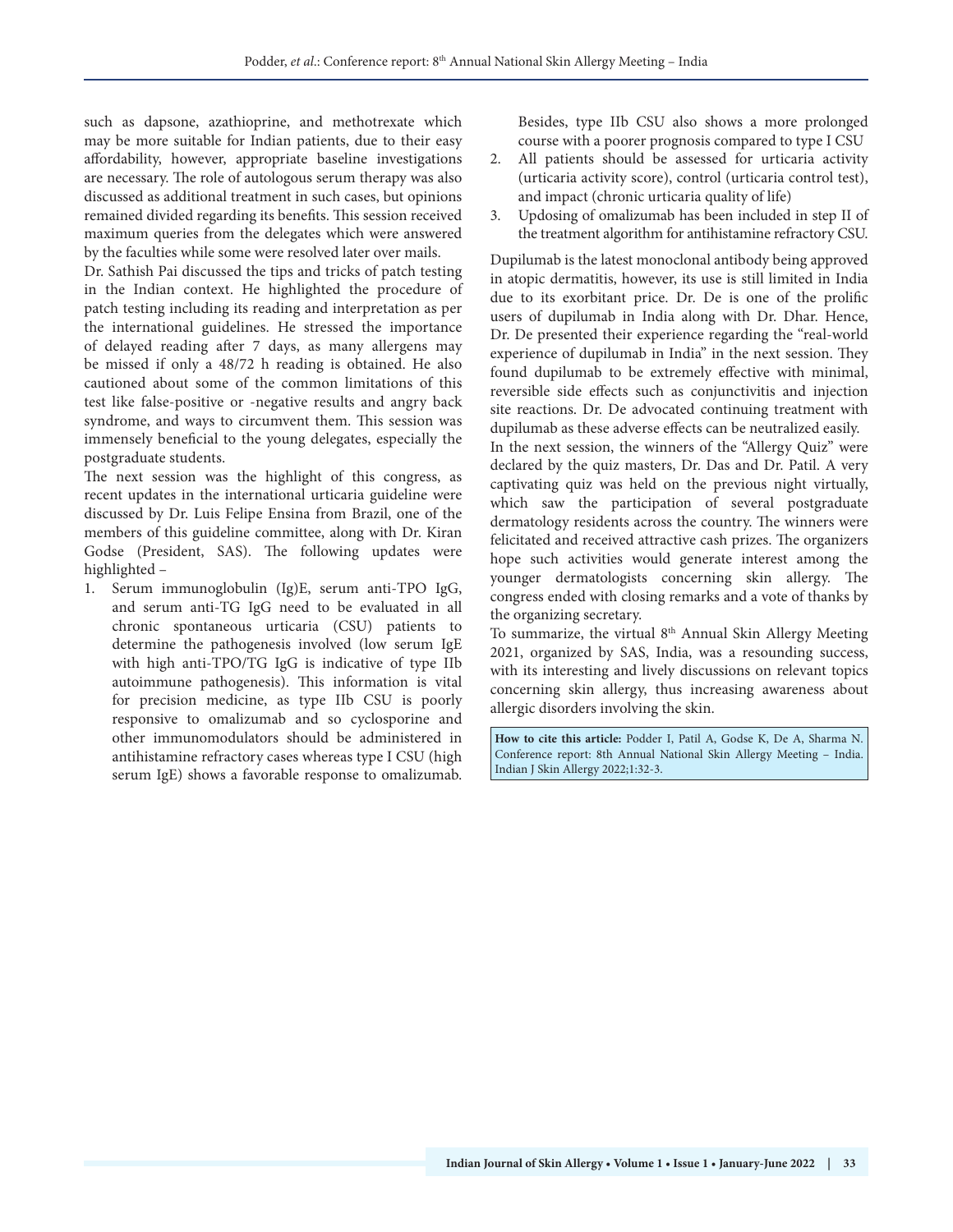such as dapsone, azathioprine, and methotrexate which may be more suitable for Indian patients, due to their easy affordability, however, appropriate baseline investigations are necessary. The role of autologous serum therapy was also discussed as additional treatment in such cases, but opinions remained divided regarding its benefits. This session received maximum queries from the delegates which were answered by the faculties while some were resolved later over mails.

Dr. Sathish Pai discussed the tips and tricks of patch testing in the Indian context. He highlighted the procedure of patch testing including its reading and interpretation as per the international guidelines. He stressed the importance of delayed reading after 7 days, as many allergens may be missed if only a 48/72 h reading is obtained. He also cautioned about some of the common limitations of this test like false-positive or -negative results and angry back syndrome, and ways to circumvent them. This session was immensely beneficial to the young delegates, especially the postgraduate students.

The next session was the highlight of this congress, as recent updates in the international urticaria guideline were discussed by Dr. Luis Felipe Ensina from Brazil, one of the members of this guideline committee, along with Dr. Kiran Godse (President, SAS). The following updates were highlighted –

1. Serum immunoglobulin (Ig)E, serum anti-TPO IgG, and serum anti-TG IgG need to be evaluated in all chronic spontaneous urticaria (CSU) patients to determine the pathogenesis involved (low serum IgE with high anti-TPO/TG IgG is indicative of type IIb autoimmune pathogenesis). This information is vital for precision medicine, as type IIb CSU is poorly responsive to omalizumab and so cyclosporine and other immunomodulators should be administered in antihistamine refractory cases whereas type I CSU (high serum IgE) shows a favorable response to omalizumab. Besides, type IIb CSU also shows a more prolonged course with a poorer prognosis compared to type I CSU
2. All patients should be assessed for urticaria activity (urticaria activity score), control (urticaria control test), and impact (chronic urticaria quality of life)
3. Updosing of omalizumab has been included in step II of the treatment algorithm for antihistamine refractory CSU.

Dupilumab is the latest monoclonal antibody being approved in atopic dermatitis, however, its use is still limited in India due to its exorbitant price. Dr. De is one of the prolific users of dupilumab in India along with Dr. Dhar. Hence, Dr. De presented their experience regarding the "real-world experience of dupilumab in India" in the next session. They found dupilumab to be extremely effective with minimal, reversible side effects such as conjunctivitis and injection site reactions. Dr. De advocated continuing treatment with dupilumab as these adverse effects can be neutralized easily.

In the next session, the winners of the "Allergy Quiz" were declared by the quiz masters, Dr. Das and Dr. Patil. A very captivating quiz was held on the previous night virtually, which saw the participation of several postgraduate dermatology residents across the country. The winners were felicitated and received attractive cash prizes. The organizers hope such activities would generate interest among the younger dermatologists concerning skin allergy. The congress ended with closing remarks and a vote of thanks by the organizing secretary.

To summarize, the virtual 8th Annual Skin Allergy Meeting 2021, organized by SAS, India, was a resounding success, with its interesting and lively discussions on relevant topics concerning skin allergy, thus increasing awareness about allergic disorders involving the skin.

**How to cite this article:** Podder I, Patil A, Godse K, De A, Sharma N. Conference report: 8th Annual National Skin Allergy Meeting – India. Indian J Skin Allergy 2022;1:32-3.